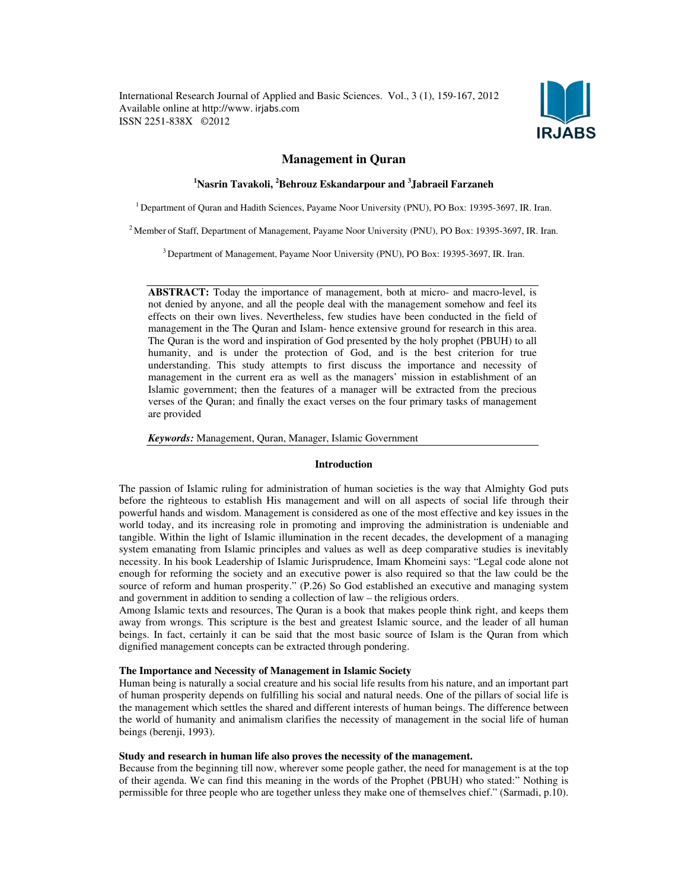# Management in Quran

**[1]Nasrin Tavakoli, [2]Behrouz Eskandarpour and [3]Jabraeil Farzaneh**

[1] Department of Quran and Hadith Sciences, Payame Noor University (PNU), PO Box: 19395-3697, IR. Iran.

[2] Member of Staff, Department of Management, Payame Noor University (PNU), PO Box: 19395-3697, IR. Iran.

[3] Department of Management, Payame Noor University (PNU), PO Box: 19395-3697, IR. Iran.

**ABSTRACT:** Today the importance of management, both at micro- and macro-level, is not denied by anyone, and all the people deal with the management somehow and feel its effects on their own lives. Nevertheless, few studies have been conducted in the field of management in the The Quran and Islam- hence extensive ground for research in this area. The Quran is the word and inspiration of God presented by the holy prophet (PBUH) to all humanity, and is under the protection of God, and is the best criterion for true understanding. This study attempts to first discuss the importance and necessity of management in the current era as well as the managers' mission in establishment of an Islamic government; then the features of a manager will be extracted from the precious verses of the Quran; and finally the exact verses on the four primary tasks of management are provided

***Keywords:*** Management, Quran, Manager, Islamic Government

## Introduction

The passion of Islamic ruling for administration of human societies is the way that Almighty God puts before the righteous to establish His management and will on all aspects of social life through their powerful hands and wisdom. Management is considered as one of the most effective and key issues in the world today, and its increasing role in promoting and improving the administration is undeniable and tangible. Within the light of Islamic illumination in the recent decades, the development of a managing system emanating from Islamic principles and values as well as deep comparative studies is inevitably necessity. In his book Leadership of Islamic Jurisprudence, Imam Khomeini says: "Legal code alone not enough for reforming the society and an executive power is also required so that the law could be the source of reform and human prosperity." (P.26) So God established an executive and managing system and government in addition to sending a collection of law – the religious orders.

Among Islamic texts and resources, The Quran is a book that makes people think right, and keeps them away from wrongs. This scripture is the best and greatest Islamic source, and the leader of all human beings. In fact, certainly it can be said that the most basic source of Islam is the Quran from which dignified management concepts can be extracted through pondering.

### The Importance and Necessity of Management in Islamic Society

Human being is naturally a social creature and his social life results from his nature, and an important part of human prosperity depends on fulfilling his social and natural needs. One of the pillars of social life is the management which settles the shared and different interests of human beings. The difference between the world of humanity and animalism clarifies the necessity of management in the social life of human beings (berenji, 1993).

### Study and research in human life also proves the necessity of the management.

Because from the beginning till now, wherever some people gather, the need for management is at the top of their agenda. We can find this meaning in the words of the Prophet (PBUH) who stated:" Nothing is permissible for three people who are together unless they make one of themselves chief." (Sarmadi, p.10).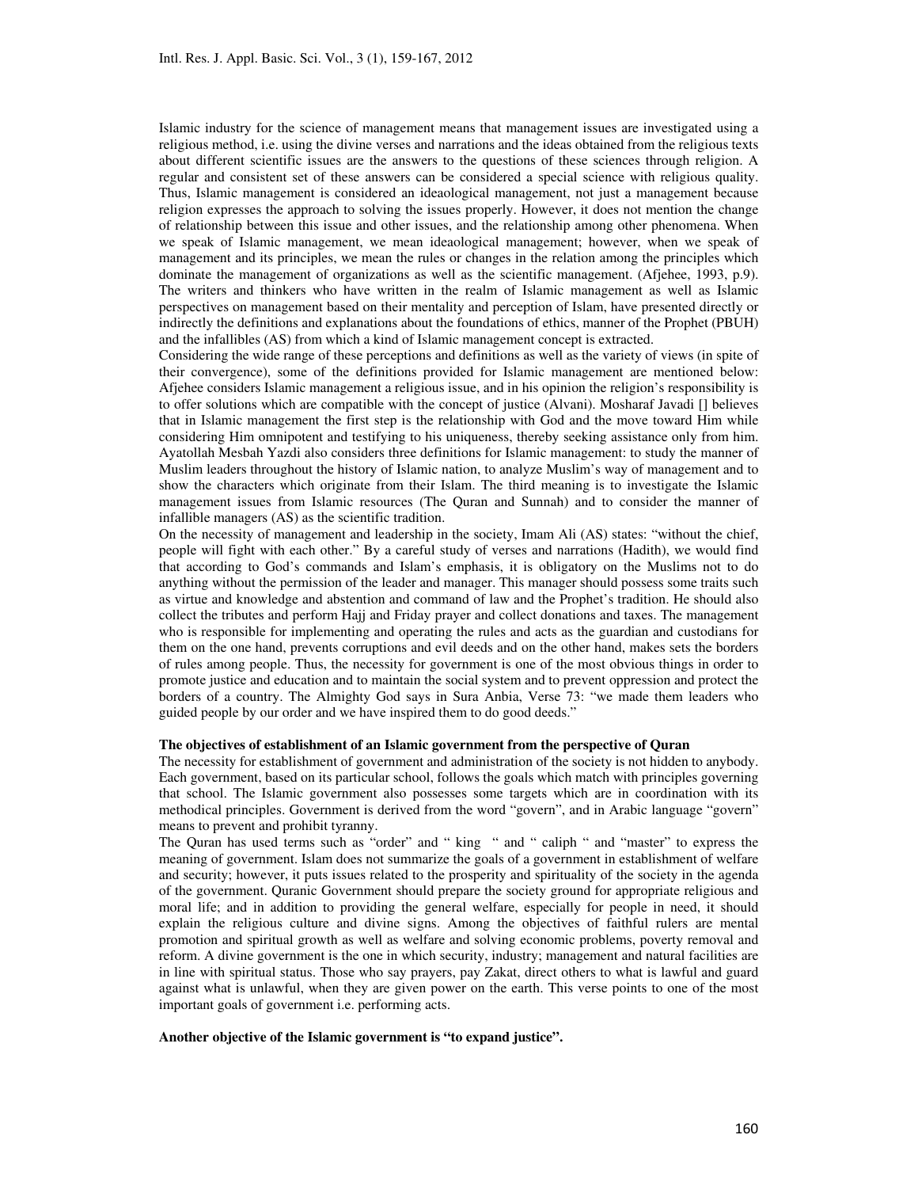Islamic industry for the science of management means that management issues are investigated using a religious method, i.e. using the divine verses and narrations and the ideas obtained from the religious texts about different scientific issues are the answers to the questions of these sciences through religion. A regular and consistent set of these answers can be considered a special science with religious quality. Thus, Islamic management is considered an ideaological management, not just a management because religion expresses the approach to solving the issues properly. However, it does not mention the change of relationship between this issue and other issues, and the relationship among other phenomena. When we speak of Islamic management, we mean ideaological management; however, when we speak of management and its principles, we mean the rules or changes in the relation among the principles which dominate the management of organizations as well as the scientific management. (Afjehee, 1993, p.9). The writers and thinkers who have written in the realm of Islamic management as well as Islamic perspectives on management based on their mentality and perception of Islam, have presented directly or indirectly the definitions and explanations about the foundations of ethics, manner of the Prophet (PBUH) and the infallibles (AS) from which a kind of Islamic management concept is extracted.

Considering the wide range of these perceptions and definitions as well as the variety of views (in spite of their convergence), some of the definitions provided for Islamic management are mentioned below: Afjehee considers Islamic management a religious issue, and in his opinion the religion's responsibility is to offer solutions which are compatible with the concept of justice (Alvani). Mosharaf Javadi [] believes that in Islamic management the first step is the relationship with God and the move toward Him while considering Him omnipotent and testifying to his uniqueness, thereby seeking assistance only from him. Ayatollah Mesbah Yazdi also considers three definitions for Islamic management: to study the manner of Muslim leaders throughout the history of Islamic nation, to analyze Muslim's way of management and to show the characters which originate from their Islam. The third meaning is to investigate the Islamic management issues from Islamic resources (The Quran and Sunnah) and to consider the manner of infallible managers (AS) as the scientific tradition.

On the necessity of management and leadership in the society, Imam Ali (AS) states: "without the chief, people will fight with each other." By a careful study of verses and narrations (Hadith), we would find that according to God's commands and Islam's emphasis, it is obligatory on the Muslims not to do anything without the permission of the leader and manager. This manager should possess some traits such as virtue and knowledge and abstention and command of law and the Prophet's tradition. He should also collect the tributes and perform Hajj and Friday prayer and collect donations and taxes. The management who is responsible for implementing and operating the rules and acts as the guardian and custodians for them on the one hand, prevents corruptions and evil deeds and on the other hand, makes sets the borders of rules among people. Thus, the necessity for government is one of the most obvious things in order to promote justice and education and to maintain the social system and to prevent oppression and protect the borders of a country. The Almighty God says in Sura Anbia, Verse 73: "we made them leaders who guided people by our order and we have inspired them to do good deeds."

**The objectives of establishment of an Islamic government from the perspective of Quran**

The necessity for establishment of government and administration of the society is not hidden to anybody. Each government, based on its particular school, follows the goals which match with principles governing that school. The Islamic government also possesses some targets which are in coordination with its methodical principles. Government is derived from the word "govern", and in Arabic language "govern" means to prevent and prohibit tyranny.

The Quran has used terms such as "order" and " king " and " caliph " and "master" to express the meaning of government. Islam does not summarize the goals of a government in establishment of welfare and security; however, it puts issues related to the prosperity and spirituality of the society in the agenda of the government. Quranic Government should prepare the society ground for appropriate religious and moral life; and in addition to providing the general welfare, especially for people in need, it should explain the religious culture and divine signs. Among the objectives of faithful rulers are mental promotion and spiritual growth as well as welfare and solving economic problems, poverty removal and reform. A divine government is the one in which security, industry; management and natural facilities are in line with spiritual status. Those who say prayers, pay Zakat, direct others to what is lawful and guard against what is unlawful, when they are given power on the earth. This verse points to one of the most important goals of government i.e. performing acts.

**Another objective of the Islamic government is "to expand justice".**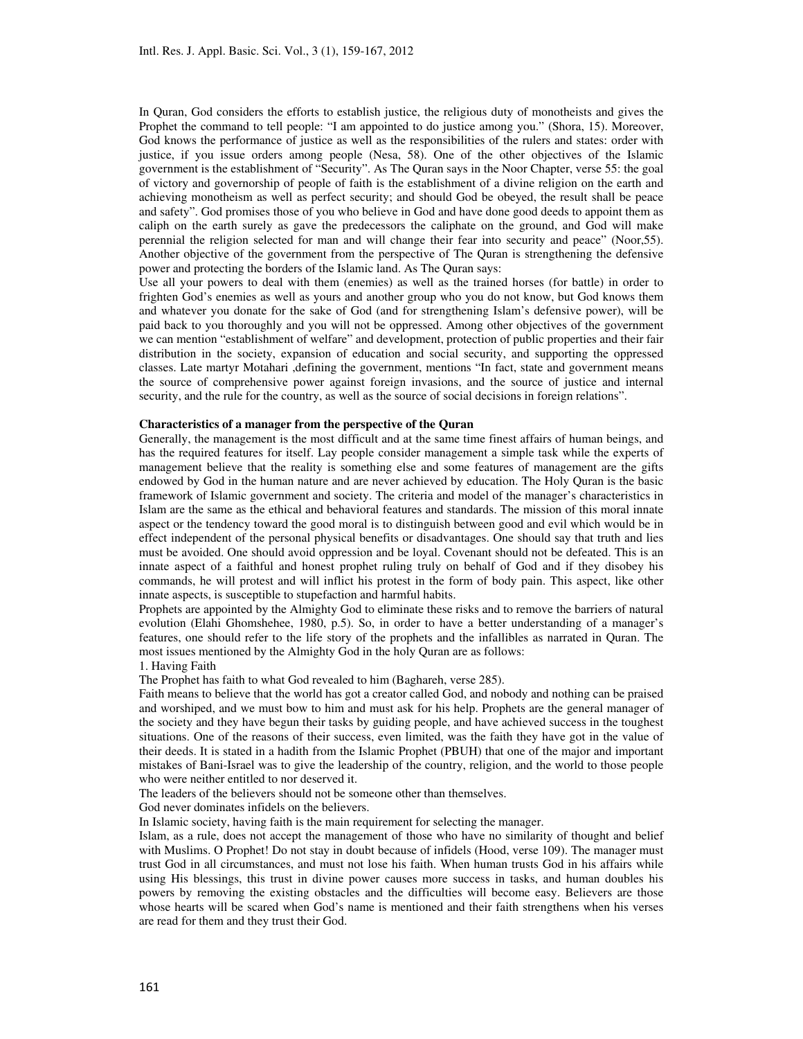In Quran, God considers the efforts to establish justice, the religious duty of monotheists and gives the Prophet the command to tell people: "I am appointed to do justice among you." (Shora, 15). Moreover, God knows the performance of justice as well as the responsibilities of the rulers and states: order with justice, if you issue orders among people (Nesa, 58). One of the other objectives of the Islamic government is the establishment of "Security". As The Quran says in the Noor Chapter, verse 55: the goal of victory and governorship of people of faith is the establishment of a divine religion on the earth and achieving monotheism as well as perfect security; and should God be obeyed, the result shall be peace and safety". God promises those of you who believe in God and have done good deeds to appoint them as caliph on the earth surely as gave the predecessors the caliphate on the ground, and God will make perennial the religion selected for man and will change their fear into security and peace" (Noor,55). Another objective of the government from the perspective of The Quran is strengthening the defensive power and protecting the borders of the Islamic land. As The Quran says:

Use all your powers to deal with them (enemies) as well as the trained horses (for battle) in order to frighten God's enemies as well as yours and another group who you do not know, but God knows them and whatever you donate for the sake of God (and for strengthening Islam's defensive power), will be paid back to you thoroughly and you will not be oppressed. Among other objectives of the government we can mention "establishment of welfare" and development, protection of public properties and their fair distribution in the society, expansion of education and social security, and supporting the oppressed classes. Late martyr Motahari ,defining the government, mentions "In fact, state and government means the source of comprehensive power against foreign invasions, and the source of justice and internal security, and the rule for the country, as well as the source of social decisions in foreign relations".

**Characteristics of a manager from the perspective of the Quran**

Generally, the management is the most difficult and at the same time finest affairs of human beings, and has the required features for itself. Lay people consider management a simple task while the experts of management believe that the reality is something else and some features of management are the gifts endowed by God in the human nature and are never achieved by education. The Holy Quran is the basic framework of Islamic government and society. The criteria and model of the manager's characteristics in Islam are the same as the ethical and behavioral features and standards. The mission of this moral innate aspect or the tendency toward the good moral is to distinguish between good and evil which would be in effect independent of the personal physical benefits or disadvantages. One should say that truth and lies must be avoided. One should avoid oppression and be loyal. Covenant should not be defeated. This is an innate aspect of a faithful and honest prophet ruling truly on behalf of God and if they disobey his commands, he will protest and will inflict his protest in the form of body pain. This aspect, like other innate aspects, is susceptible to stupefaction and harmful habits.

Prophets are appointed by the Almighty God to eliminate these risks and to remove the barriers of natural evolution (Elahi Ghomshehee, 1980, p.5). So, in order to have a better understanding of a manager's features, one should refer to the life story of the prophets and the infallibles as narrated in Quran. The most issues mentioned by the Almighty God in the holy Quran are as follows:

1. Having Faith

The Prophet has faith to what God revealed to him (Baghareh, verse 285).

Faith means to believe that the world has got a creator called God, and nobody and nothing can be praised and worshiped, and we must bow to him and must ask for his help. Prophets are the general manager of the society and they have begun their tasks by guiding people, and have achieved success in the toughest situations. One of the reasons of their success, even limited, was the faith they have got in the value of their deeds. It is stated in a hadith from the Islamic Prophet (PBUH) that one of the major and important mistakes of Bani-Israel was to give the leadership of the country, religion, and the world to those people who were neither entitled to nor deserved it.

The leaders of the believers should not be someone other than themselves.

God never dominates infidels on the believers.

In Islamic society, having faith is the main requirement for selecting the manager.

Islam, as a rule, does not accept the management of those who have no similarity of thought and belief with Muslims. O Prophet! Do not stay in doubt because of infidels (Hood, verse 109). The manager must trust God in all circumstances, and must not lose his faith. When human trusts God in his affairs while using His blessings, this trust in divine power causes more success in tasks, and human doubles his powers by removing the existing obstacles and the difficulties will become easy. Believers are those whose hearts will be scared when God's name is mentioned and their faith strengthens when his verses are read for them and they trust their God.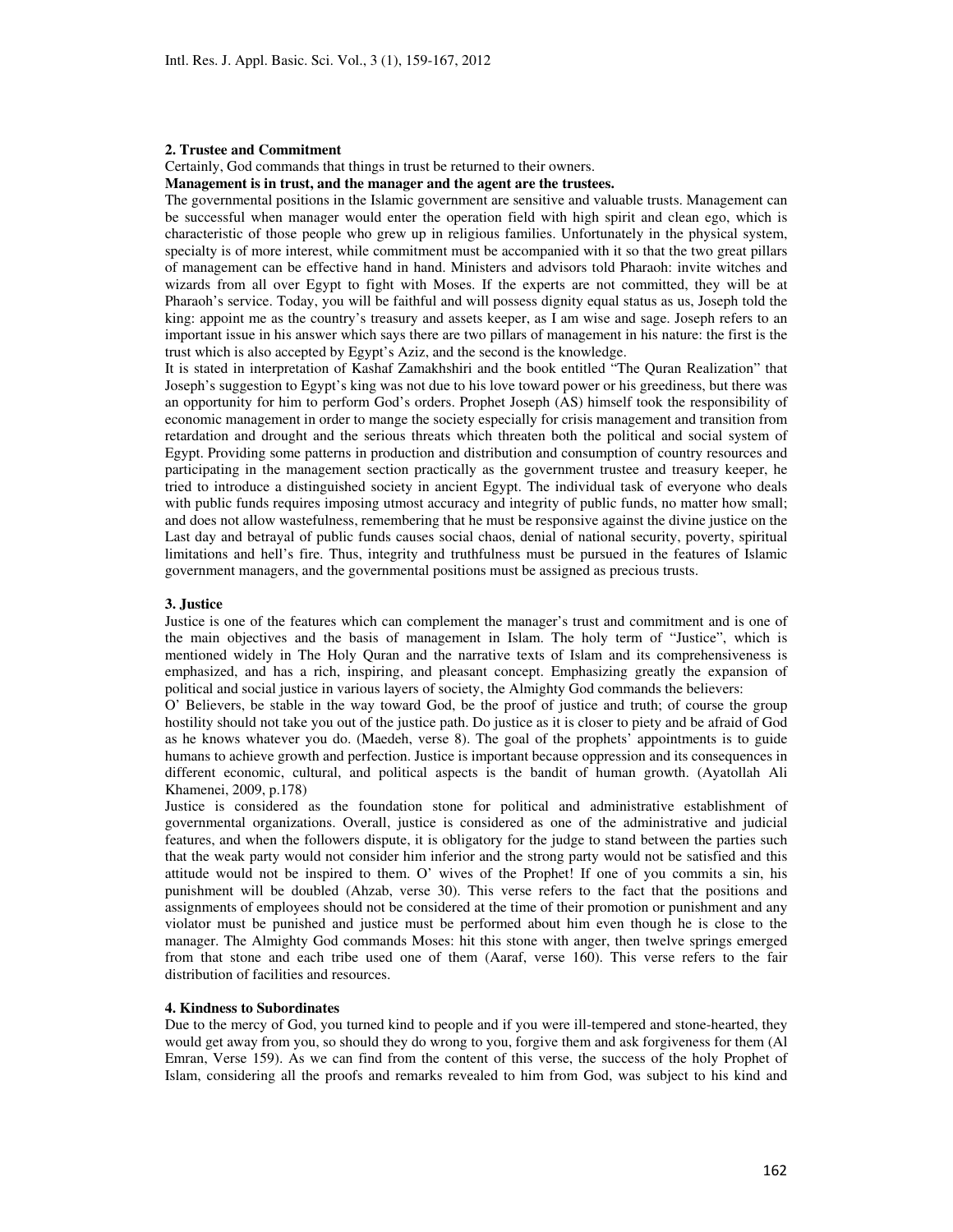**2. Trustee and Commitment**

Certainly, God commands that things in trust be returned to their owners.

**Management is in trust, and the manager and the agent are the trustees.**

The governmental positions in the Islamic government are sensitive and valuable trusts. Management can be successful when manager would enter the operation field with high spirit and clean ego, which is characteristic of those people who grew up in religious families. Unfortunately in the physical system, specialty is of more interest, while commitment must be accompanied with it so that the two great pillars of management can be effective hand in hand. Ministers and advisors told Pharaoh: invite witches and wizards from all over Egypt to fight with Moses. If the experts are not committed, they will be at Pharaoh's service. Today, you will be faithful and will possess dignity equal status as us, Joseph told the king: appoint me as the country's treasury and assets keeper, as I am wise and sage. Joseph refers to an important issue in his answer which says there are two pillars of management in his nature: the first is the trust which is also accepted by Egypt's Aziz, and the second is the knowledge.

It is stated in interpretation of Kashaf Zamakhshiri and the book entitled "The Quran Realization" that Joseph's suggestion to Egypt's king was not due to his love toward power or his greediness, but there was an opportunity for him to perform God's orders. Prophet Joseph (AS) himself took the responsibility of economic management in order to mange the society especially for crisis management and transition from retardation and drought and the serious threats which threaten both the political and social system of Egypt. Providing some patterns in production and distribution and consumption of country resources and participating in the management section practically as the government trustee and treasury keeper, he tried to introduce a distinguished society in ancient Egypt. The individual task of everyone who deals with public funds requires imposing utmost accuracy and integrity of public funds, no matter how small; and does not allow wastefulness, remembering that he must be responsive against the divine justice on the Last day and betrayal of public funds causes social chaos, denial of national security, poverty, spiritual limitations and hell's fire. Thus, integrity and truthfulness must be pursued in the features of Islamic government managers, and the governmental positions must be assigned as precious trusts.

**3. Justice**

Justice is one of the features which can complement the manager's trust and commitment and is one of the main objectives and the basis of management in Islam. The holy term of "Justice", which is mentioned widely in The Holy Quran and the narrative texts of Islam and its comprehensiveness is emphasized, and has a rich, inspiring, and pleasant concept. Emphasizing greatly the expansion of political and social justice in various layers of society, the Almighty God commands the believers:

O' Believers, be stable in the way toward God, be the proof of justice and truth; of course the group hostility should not take you out of the justice path. Do justice as it is closer to piety and be afraid of God as he knows whatever you do. (Maedeh, verse 8). The goal of the prophets' appointments is to guide humans to achieve growth and perfection. Justice is important because oppression and its consequences in different economic, cultural, and political aspects is the bandit of human growth. (Ayatollah Ali Khamenei, 2009, p.178)

Justice is considered as the foundation stone for political and administrative establishment of governmental organizations. Overall, justice is considered as one of the administrative and judicial features, and when the followers dispute, it is obligatory for the judge to stand between the parties such that the weak party would not consider him inferior and the strong party would not be satisfied and this attitude would not be inspired to them. O' wives of the Prophet! If one of you commits a sin, his punishment will be doubled (Ahzab, verse 30). This verse refers to the fact that the positions and assignments of employees should not be considered at the time of their promotion or punishment and any violator must be punished and justice must be performed about him even though he is close to the manager. The Almighty God commands Moses: hit this stone with anger, then twelve springs emerged from that stone and each tribe used one of them (Aaraf, verse 160). This verse refers to the fair distribution of facilities and resources.

**4. Kindness to Subordinates**

Due to the mercy of God, you turned kind to people and if you were ill-tempered and stone-hearted, they would get away from you, so should they do wrong to you, forgive them and ask forgiveness for them (Al Emran, Verse 159). As we can find from the content of this verse, the success of the holy Prophet of Islam, considering all the proofs and remarks revealed to him from God, was subject to his kind and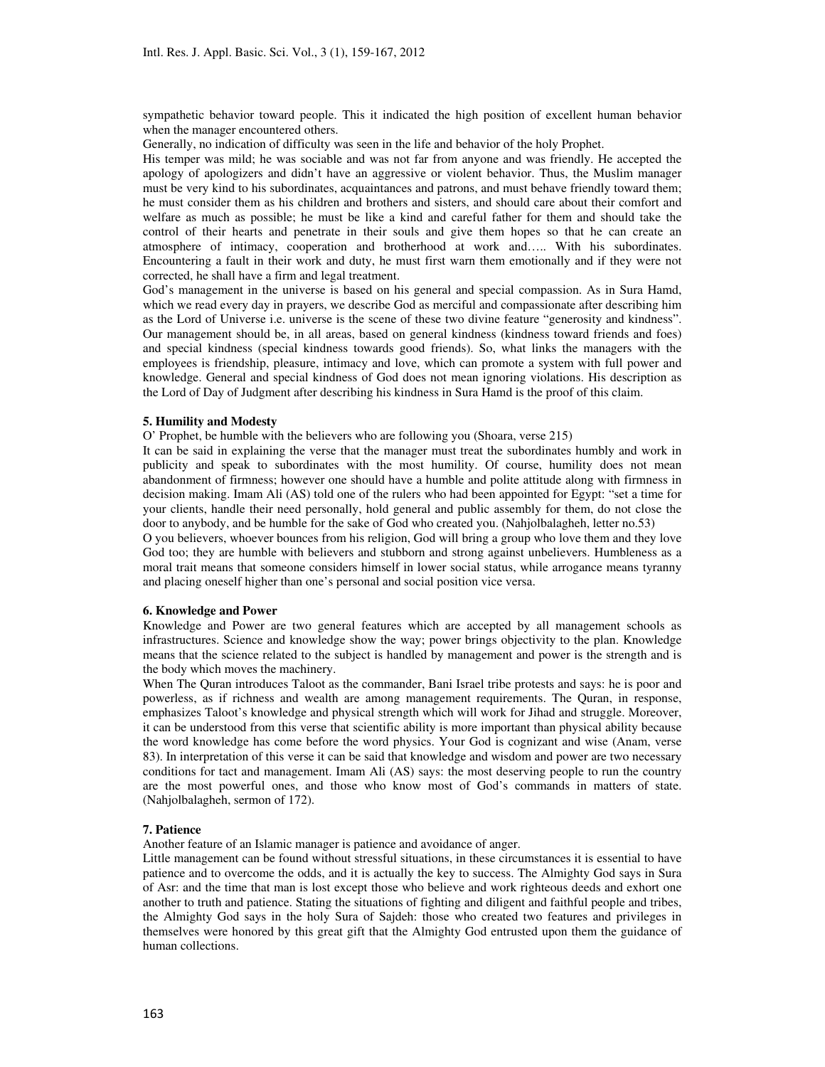sympathetic behavior toward people. This it indicated the high position of excellent human behavior when the manager encountered others.

Generally, no indication of difficulty was seen in the life and behavior of the holy Prophet.

His temper was mild; he was sociable and was not far from anyone and was friendly. He accepted the apology of apologizers and didn't have an aggressive or violent behavior. Thus, the Muslim manager must be very kind to his subordinates, acquaintances and patrons, and must behave friendly toward them; he must consider them as his children and brothers and sisters, and should care about their comfort and welfare as much as possible; he must be like a kind and careful father for them and should take the control of their hearts and penetrate in their souls and give them hopes so that he can create an atmosphere of intimacy, cooperation and brotherhood at work and….. With his subordinates. Encountering a fault in their work and duty, he must first warn them emotionally and if they were not corrected, he shall have a firm and legal treatment.

God's management in the universe is based on his general and special compassion. As in Sura Hamd, which we read every day in prayers, we describe God as merciful and compassionate after describing him as the Lord of Universe i.e. universe is the scene of these two divine feature "generosity and kindness". Our management should be, in all areas, based on general kindness (kindness toward friends and foes) and special kindness (special kindness towards good friends). So, what links the managers with the employees is friendship, pleasure, intimacy and love, which can promote a system with full power and knowledge. General and special kindness of God does not mean ignoring violations. His description as the Lord of Day of Judgment after describing his kindness in Sura Hamd is the proof of this claim.

**5. Humility and Modesty**

O' Prophet, be humble with the believers who are following you (Shoara, verse 215)

It can be said in explaining the verse that the manager must treat the subordinates humbly and work in publicity and speak to subordinates with the most humility. Of course, humility does not mean abandonment of firmness; however one should have a humble and polite attitude along with firmness in decision making. Imam Ali (AS) told one of the rulers who had been appointed for Egypt: "set a time for your clients, handle their need personally, hold general and public assembly for them, do not close the door to anybody, and be humble for the sake of God who created you. (Nahjolbalagheh, letter no.53)

O you believers, whoever bounces from his religion, God will bring a group who love them and they love God too; they are humble with believers and stubborn and strong against unbelievers. Humbleness as a moral trait means that someone considers himself in lower social status, while arrogance means tyranny and placing oneself higher than one's personal and social position vice versa.

**6. Knowledge and Power**

Knowledge and Power are two general features which are accepted by all management schools as infrastructures. Science and knowledge show the way; power brings objectivity to the plan. Knowledge means that the science related to the subject is handled by management and power is the strength and is the body which moves the machinery.

When The Quran introduces Taloot as the commander, Bani Israel tribe protests and says: he is poor and powerless, as if richness and wealth are among management requirements. The Quran, in response, emphasizes Taloot's knowledge and physical strength which will work for Jihad and struggle. Moreover, it can be understood from this verse that scientific ability is more important than physical ability because the word knowledge has come before the word physics. Your God is cognizant and wise (Anam, verse 83). In interpretation of this verse it can be said that knowledge and wisdom and power are two necessary conditions for tact and management. Imam Ali (AS) says: the most deserving people to run the country are the most powerful ones, and those who know most of God's commands in matters of state. (Nahjolbalagheh, sermon of 172).

**7. Patience**

Another feature of an Islamic manager is patience and avoidance of anger.

Little management can be found without stressful situations, in these circumstances it is essential to have patience and to overcome the odds, and it is actually the key to success. The Almighty God says in Sura of Asr: and the time that man is lost except those who believe and work righteous deeds and exhort one another to truth and patience. Stating the situations of fighting and diligent and faithful people and tribes, the Almighty God says in the holy Sura of Sajdeh: those who created two features and privileges in themselves were honored by this great gift that the Almighty God entrusted upon them the guidance of human collections.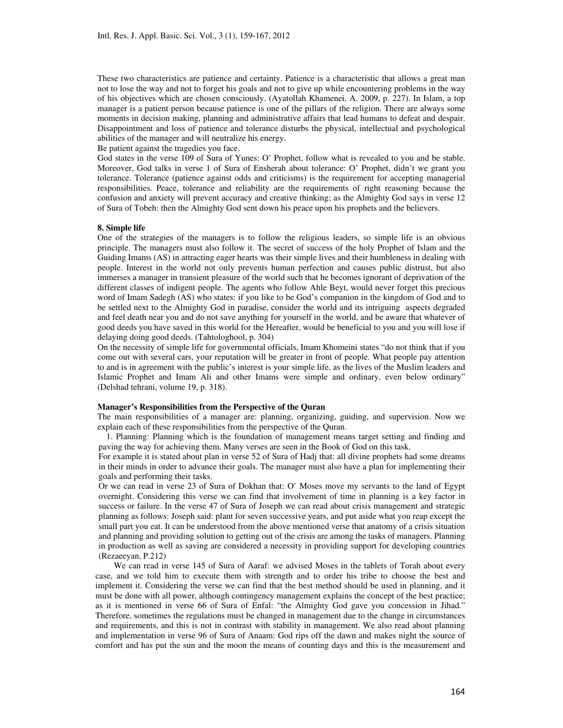These two characteristics are patience and certainty. Patience is a characteristic that allows a great man not to lose the way and not to forget his goals and not to give up while encountering problems in the way of his objectives which are chosen consciously. (Ayatollah Khamenei, A. 2009, p. 227). In Islam, a top manager is a patient person because patience is one of the pillars of the religion. There are always some moments in decision making, planning and administrative affairs that lead humans to defeat and despair. Disappointment and loss of patience and tolerance disturbs the physical, intellectual and psychological abilities of the manager and will neutralize his energy.

Be patient against the tragedies you face.

God states in the verse 109 of Sura of Yunes: O' Prophet, follow what is revealed to you and be stable. Moreover, God talks in verse 1 of Sura of Ensherah about tolerance: O' Prophet, didn't we grant you tolerance. Tolerance (patience against odds and criticisms) is the requirement for accepting managerial responsibilities. Peace, tolerance and reliability are the requirements of right reasoning because the confusion and anxiety will prevent accuracy and creative thinking; as the Almighty God says in verse 12 of Sura of Tobeh: then the Almighty God sent down his peace upon his prophets and the believers.

#### 8. Simple life

One of the strategies of the managers is to follow the religious leaders, so simple life is an obvious principle. The managers must also follow it. The secret of success of the holy Prophet of Islam and the Guiding Imams (AS) in attracting eager hearts was their simple lives and their humbleness in dealing with people. Interest in the world not only prevents human perfection and causes public distrust, but also immerses a manager in transient pleasure of the world such that he becomes ignorant of deprivation of the different classes of indigent people. The agents who follow Ahle Beyt, would never forget this precious word of Imam Sadegh (AS) who states: if you like to be God's companion in the kingdom of God and to be settled next to the Almighty God in paradise, consider the world and its intriguing aspects degraded and feel death near you and do not save anything for yourself in the world, and be aware that whatever of good deeds you have saved in this world for the Hereafter, would be beneficial to you and you will lose if delaying doing good deeds. (Tahtologhool, p. 304)

On the necessity of simple life for governmental officials, Imam Khomeini states "do not think that if you come out with several cars, your reputation will be greater in front of people. What people pay attention to and is in agreement with the public's interest is your simple life, as the lives of the Muslim leaders and Islamic Prophet and Imam Ali and other Imams were simple and ordinary, even below ordinary" (Delshad tehrani, volume 19, p. 318).

### Manager's Responsibilities from the Perspective of the Quran

The main responsibilities of a manager are: planning, organizing, guiding, and supervision. Now we explain each of these responsibilities from the perspective of the Quran.

1. Planning: Planning which is the foundation of management means target setting and finding and paving the way for achieving them. Many verses are seen in the Book of God on this task.

For example it is stated about plan in verse 52 of Sura of Hadj that: all divine prophets had some dreams in their minds in order to advance their goals. The manager must also have a plan for implementing their goals and performing their tasks.

Or we can read in verse 23 of Sura of Dokhan that: O' Moses move my servants to the land of Egypt overnight. Considering this verse we can find that involvement of time in planning is a key factor in success or failure. In the verse 47 of Sura of Joseph we can read about crisis management and strategic planning as follows: Joseph said: plant for seven successive years, and put aside what you reap except the small part you eat. It can be understood from the above mentioned verse that anatomy of a crisis situation and planning and providing solution to getting out of the crisis are among the tasks of managers. Planning in production as well as saving are considered a necessity in providing support for developing countries (Rezaeeyan, P.212)

We can read in verse 145 of Sura of Aaraf: we advised Moses in the tablets of Torah about every case, and we told him to execute them with strength and to order his tribe to choose the best and implement it. Considering the verse we can find that the best method should be used in planning, and it must be done with all power, although contingency management explains the concept of the best practice; as it is mentioned in verse 66 of Sura of Enfal: "the Almighty God gave you concession in Jihad." Therefore, sometimes the regulations must be changed in management due to the change in circumstances and requirements, and this is not in contrast with stability in management. We also read about planning and implementation in verse 96 of Sura of Anaam: God rips off the dawn and makes night the source of comfort and has put the sun and the moon the means of counting days and this is the measurement and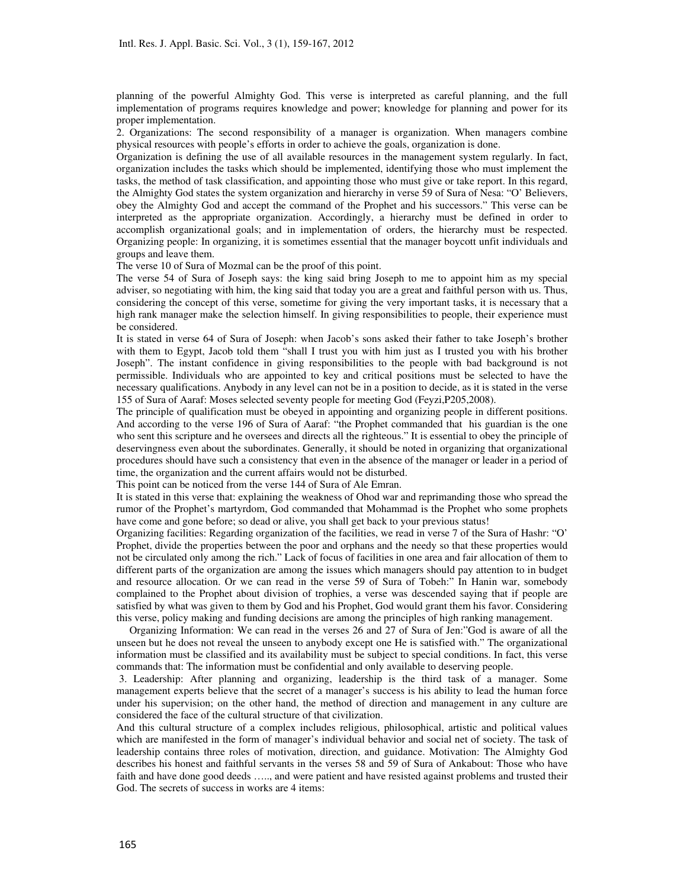planning of the powerful Almighty God. This verse is interpreted as careful planning, and the full implementation of programs requires knowledge and power; knowledge for planning and power for its proper implementation.

2. Organizations: The second responsibility of a manager is organization. When managers combine physical resources with people's efforts in order to achieve the goals, organization is done.

Organization is defining the use of all available resources in the management system regularly. In fact, organization includes the tasks which should be implemented, identifying those who must implement the tasks, the method of task classification, and appointing those who must give or take report. In this regard, the Almighty God states the system organization and hierarchy in verse 59 of Sura of Nesa: "O' Believers, obey the Almighty God and accept the command of the Prophet and his successors." This verse can be interpreted as the appropriate organization. Accordingly, a hierarchy must be defined in order to accomplish organizational goals; and in implementation of orders, the hierarchy must be respected.

Organizing people: In organizing, it is sometimes essential that the manager boycott unfit individuals and groups and leave them.

The verse 10 of Sura of Mozmal can be the proof of this point.

The verse 54 of Sura of Joseph says: the king said bring Joseph to me to appoint him as my special adviser, so negotiating with him, the king said that today you are a great and faithful person with us. Thus, considering the concept of this verse, sometime for giving the very important tasks, it is necessary that a high rank manager make the selection himself. In giving responsibilities to people, their experience must be considered.

It is stated in verse 64 of Sura of Joseph: when Jacob's sons asked their father to take Joseph's brother with them to Egypt, Jacob told them "shall I trust you with him just as I trusted you with his brother Joseph". The instant confidence in giving responsibilities to the people with bad background is not permissible. Individuals who are appointed to key and critical positions must be selected to have the necessary qualifications. Anybody in any level can not be in a position to decide, as it is stated in the verse 155 of Sura of Aaraf: Moses selected seventy people for meeting God (Feyzi,P205,2008).

The principle of qualification must be obeyed in appointing and organizing people in different positions. And according to the verse 196 of Sura of Aaraf: "the Prophet commanded that his guardian is the one who sent this scripture and he oversees and directs all the righteous." It is essential to obey the principle of deservingness even about the subordinates. Generally, it should be noted in organizing that organizational procedures should have such a consistency that even in the absence of the manager or leader in a period of time, the organization and the current affairs would not be disturbed.

This point can be noticed from the verse 144 of Sura of Ale Emran.

It is stated in this verse that: explaining the weakness of Ohod war and reprimanding those who spread the rumor of the Prophet's martyrdom, God commanded that Mohammad is the Prophet who some prophets have come and gone before; so dead or alive, you shall get back to your previous status!

Organizing facilities: Regarding organization of the facilities, we read in verse 7 of the Sura of Hashr: "O' Prophet, divide the properties between the poor and orphans and the needy so that these properties would not be circulated only among the rich." Lack of focus of facilities in one area and fair allocation of them to different parts of the organization are among the issues which managers should pay attention to in budget and resource allocation. Or we can read in the verse 59 of Sura of Tobeh:" In Hanin war, somebody complained to the Prophet about division of trophies, a verse was descended saying that if people are satisfied by what was given to them by God and his Prophet, God would grant them his favor. Considering this verse, policy making and funding decisions are among the principles of high ranking management.

Organizing Information: We can read in the verses 26 and 27 of Sura of Jen:"God is aware of all the unseen but he does not reveal the unseen to anybody except one He is satisfied with." The organizational information must be classified and its availability must be subject to special conditions. In fact, this verse commands that: The information must be confidential and only available to deserving people.

3. Leadership: After planning and organizing, leadership is the third task of a manager. Some management experts believe that the secret of a manager's success is his ability to lead the human force under his supervision; on the other hand, the method of direction and management in any culture are considered the face of the cultural structure of that civilization.

And this cultural structure of a complex includes religious, philosophical, artistic and political values which are manifested in the form of manager's individual behavior and social net of society. The task of leadership contains three roles of motivation, direction, and guidance. Motivation: The Almighty God describes his honest and faithful servants in the verses 58 and 59 of Sura of Ankabout: Those who have faith and have done good deeds ….., and were patient and have resisted against problems and trusted their God. The secrets of success in works are 4 items: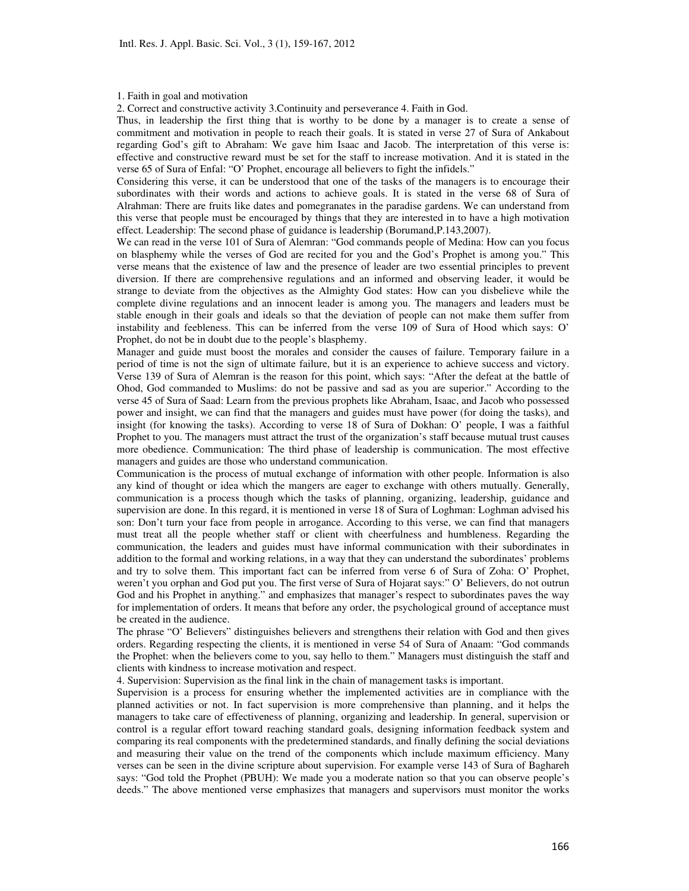1. Faith in goal and motivation

2. Correct and constructive activity 3.Continuity and perseverance 4. Faith in God.

Thus, in leadership the first thing that is worthy to be done by a manager is to create a sense of commitment and motivation in people to reach their goals. It is stated in verse 27 of Sura of Ankabout regarding God's gift to Abraham: We gave him Isaac and Jacob. The interpretation of this verse is: effective and constructive reward must be set for the staff to increase motivation. And it is stated in the verse 65 of Sura of Enfal: "O' Prophet, encourage all believers to fight the infidels."

Considering this verse, it can be understood that one of the tasks of the managers is to encourage their subordinates with their words and actions to achieve goals. It is stated in the verse 68 of Sura of Alrahman: There are fruits like dates and pomegranates in the paradise gardens. We can understand from this verse that people must be encouraged by things that they are interested in to have a high motivation effect. Leadership: The second phase of guidance is leadership (Borumand,P.143,2007).

We can read in the verse 101 of Sura of Alemran: "God commands people of Medina: How can you focus on blasphemy while the verses of God are recited for you and the God's Prophet is among you." This verse means that the existence of law and the presence of leader are two essential principles to prevent diversion. If there are comprehensive regulations and an informed and observing leader, it would be strange to deviate from the objectives as the Almighty God states: How can you disbelieve while the complete divine regulations and an innocent leader is among you. The managers and leaders must be stable enough in their goals and ideals so that the deviation of people can not make them suffer from instability and feebleness. This can be inferred from the verse 109 of Sura of Hood which says: O' Prophet, do not be in doubt due to the people's blasphemy.

Manager and guide must boost the morales and consider the causes of failure. Temporary failure in a period of time is not the sign of ultimate failure, but it is an experience to achieve success and victory. Verse 139 of Sura of Alemran is the reason for this point, which says: "After the defeat at the battle of Ohod, God commanded to Muslims: do not be passive and sad as you are superior." According to the verse 45 of Sura of Saad: Learn from the previous prophets like Abraham, Isaac, and Jacob who possessed power and insight, we can find that the managers and guides must have power (for doing the tasks), and insight (for knowing the tasks). According to verse 18 of Sura of Dokhan: O' people, I was a faithful Prophet to you. The managers must attract the trust of the organization's staff because mutual trust causes more obedience. Communication: The third phase of leadership is communication. The most effective managers and guides are those who understand communication.

Communication is the process of mutual exchange of information with other people. Information is also any kind of thought or idea which the mangers are eager to exchange with others mutually. Generally, communication is a process though which the tasks of planning, organizing, leadership, guidance and supervision are done. In this regard, it is mentioned in verse 18 of Sura of Loghman: Loghman advised his son: Don't turn your face from people in arrogance. According to this verse, we can find that managers must treat all the people whether staff or client with cheerfulness and humbleness. Regarding the communication, the leaders and guides must have informal communication with their subordinates in addition to the formal and working relations, in a way that they can understand the subordinates' problems and try to solve them. This important fact can be inferred from verse 6 of Sura of Zoha: O' Prophet, weren't you orphan and God put you. The first verse of Sura of Hojarat says:" O' Believers, do not outrun God and his Prophet in anything." and emphasizes that manager's respect to subordinates paves the way for implementation of orders. It means that before any order, the psychological ground of acceptance must be created in the audience.

The phrase "O' Believers" distinguishes believers and strengthens their relation with God and then gives orders. Regarding respecting the clients, it is mentioned in verse 54 of Sura of Anaam: "God commands the Prophet: when the believers come to you, say hello to them." Managers must distinguish the staff and clients with kindness to increase motivation and respect.

4. Supervision: Supervision as the final link in the chain of management tasks is important.

Supervision is a process for ensuring whether the implemented activities are in compliance with the planned activities or not. In fact supervision is more comprehensive than planning, and it helps the managers to take care of effectiveness of planning, organizing and leadership. In general, supervision or control is a regular effort toward reaching standard goals, designing information feedback system and comparing its real components with the predetermined standards, and finally defining the social deviations and measuring their value on the trend of the components which include maximum efficiency. Many verses can be seen in the divine scripture about supervision. For example verse 143 of Sura of Baghareh says: "God told the Prophet (PBUH): We made you a moderate nation so that you can observe people's deeds." The above mentioned verse emphasizes that managers and supervisors must monitor the works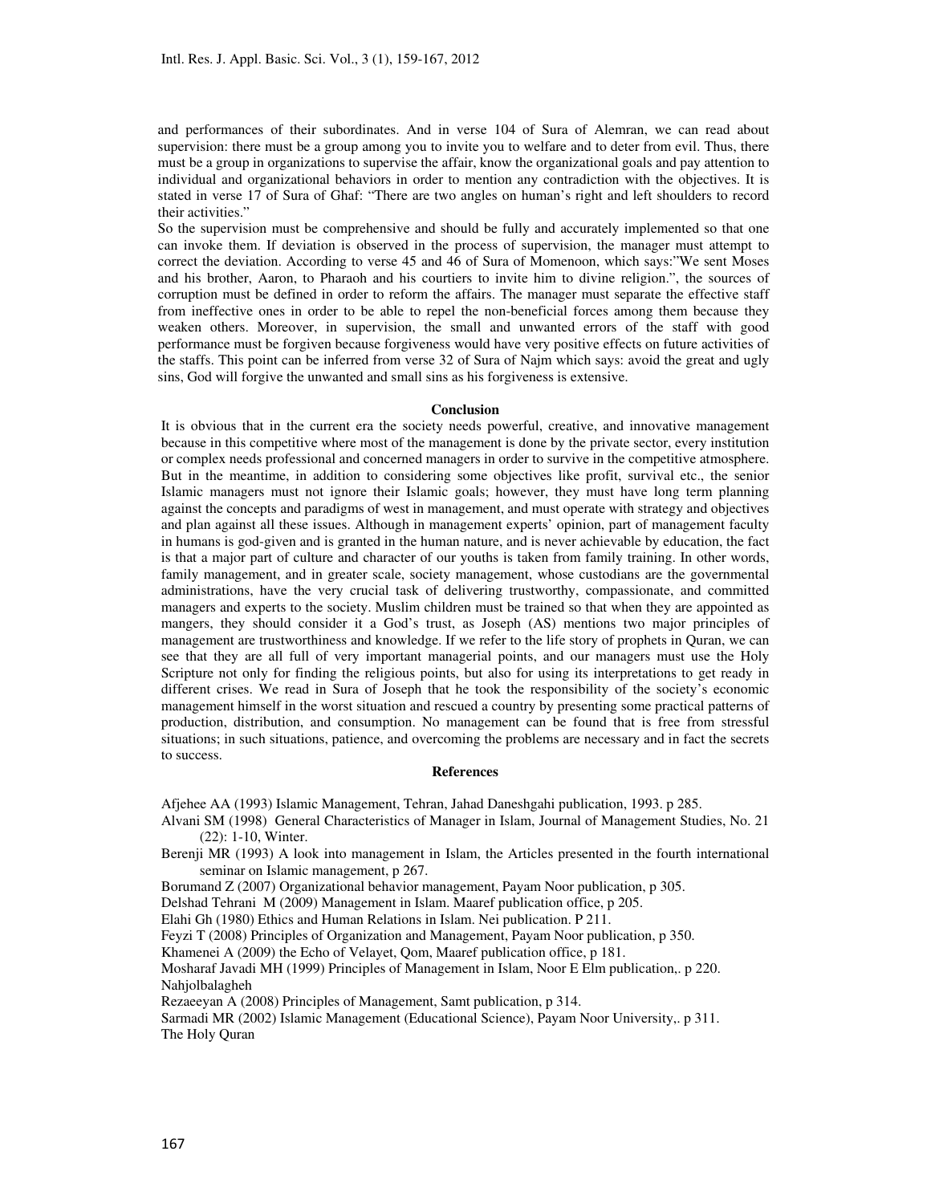and performances of their subordinates. And in verse 104 of Sura of Alemran, we can read about supervision: there must be a group among you to invite you to welfare and to deter from evil. Thus, there must be a group in organizations to supervise the affair, know the organizational goals and pay attention to individual and organizational behaviors in order to mention any contradiction with the objectives. It is stated in verse 17 of Sura of Ghaf: "There are two angles on human's right and left shoulders to record their activities."

So the supervision must be comprehensive and should be fully and accurately implemented so that one can invoke them. If deviation is observed in the process of supervision, the manager must attempt to correct the deviation. According to verse 45 and 46 of Sura of Momenoon, which says:"We sent Moses and his brother, Aaron, to Pharaoh and his courtiers to invite him to divine religion.", the sources of corruption must be defined in order to reform the affairs. The manager must separate the effective staff from ineffective ones in order to be able to repel the non-beneficial forces among them because they weaken others. Moreover, in supervision, the small and unwanted errors of the staff with good performance must be forgiven because forgiveness would have very positive effects on future activities of the staffs. This point can be inferred from verse 32 of Sura of Najm which says: avoid the great and ugly sins, God will forgive the unwanted and small sins as his forgiveness is extensive.

## Conclusion

It is obvious that in the current era the society needs powerful, creative, and innovative management because in this competitive where most of the management is done by the private sector, every institution or complex needs professional and concerned managers in order to survive in the competitive atmosphere. But in the meantime, in addition to considering some objectives like profit, survival etc., the senior Islamic managers must not ignore their Islamic goals; however, they must have long term planning against the concepts and paradigms of west in management, and must operate with strategy and objectives and plan against all these issues. Although in management experts' opinion, part of management faculty in humans is god-given and is granted in the human nature, and is never achievable by education, the fact is that a major part of culture and character of our youths is taken from family training. In other words, family management, and in greater scale, society management, whose custodians are the governmental administrations, have the very crucial task of delivering trustworthy, compassionate, and committed managers and experts to the society. Muslim children must be trained so that when they are appointed as mangers, they should consider it a God's trust, as Joseph (AS) mentions two major principles of management are trustworthiness and knowledge. If we refer to the life story of prophets in Quran, we can see that they are all full of very important managerial points, and our managers must use the Holy Scripture not only for finding the religious points, but also for using its interpretations to get ready in different crises. We read in Sura of Joseph that he took the responsibility of the society's economic management himself in the worst situation and rescued a country by presenting some practical patterns of production, distribution, and consumption. No management can be found that is free from stressful situations; in such situations, patience, and overcoming the problems are necessary and in fact the secrets to success.

## References

Afjehee AA (1993) Islamic Management, Tehran, Jahad Daneshgahi publication, 1993. p 285.

Alvani SM (1998) General Characteristics of Manager in Islam, Journal of Management Studies, No. 21 (22): 1-10, Winter.

Berenji MR (1993) A look into management in Islam, the Articles presented in the fourth international seminar on Islamic management, p 267.

Borumand Z (2007) Organizational behavior management, Payam Noor publication, p 305.

Delshad Tehrani M (2009) Management in Islam. Maaref publication office, p 205.

Elahi Gh (1980) Ethics and Human Relations in Islam. Nei publication. P 211.

Feyzi T (2008) Principles of Organization and Management, Payam Noor publication, p 350.

Khamenei A (2009) the Echo of Velayet, Qom, Maaref publication office, p 181.

Mosharaf Javadi MH (1999) Principles of Management in Islam, Noor E Elm publication,. p 220.

Nahjolbalagheh

Rezaeeyan A (2008) Principles of Management, Samt publication, p 314.

Sarmadi MR (2002) Islamic Management (Educational Science), Payam Noor University,. p 311.

The Holy Quran